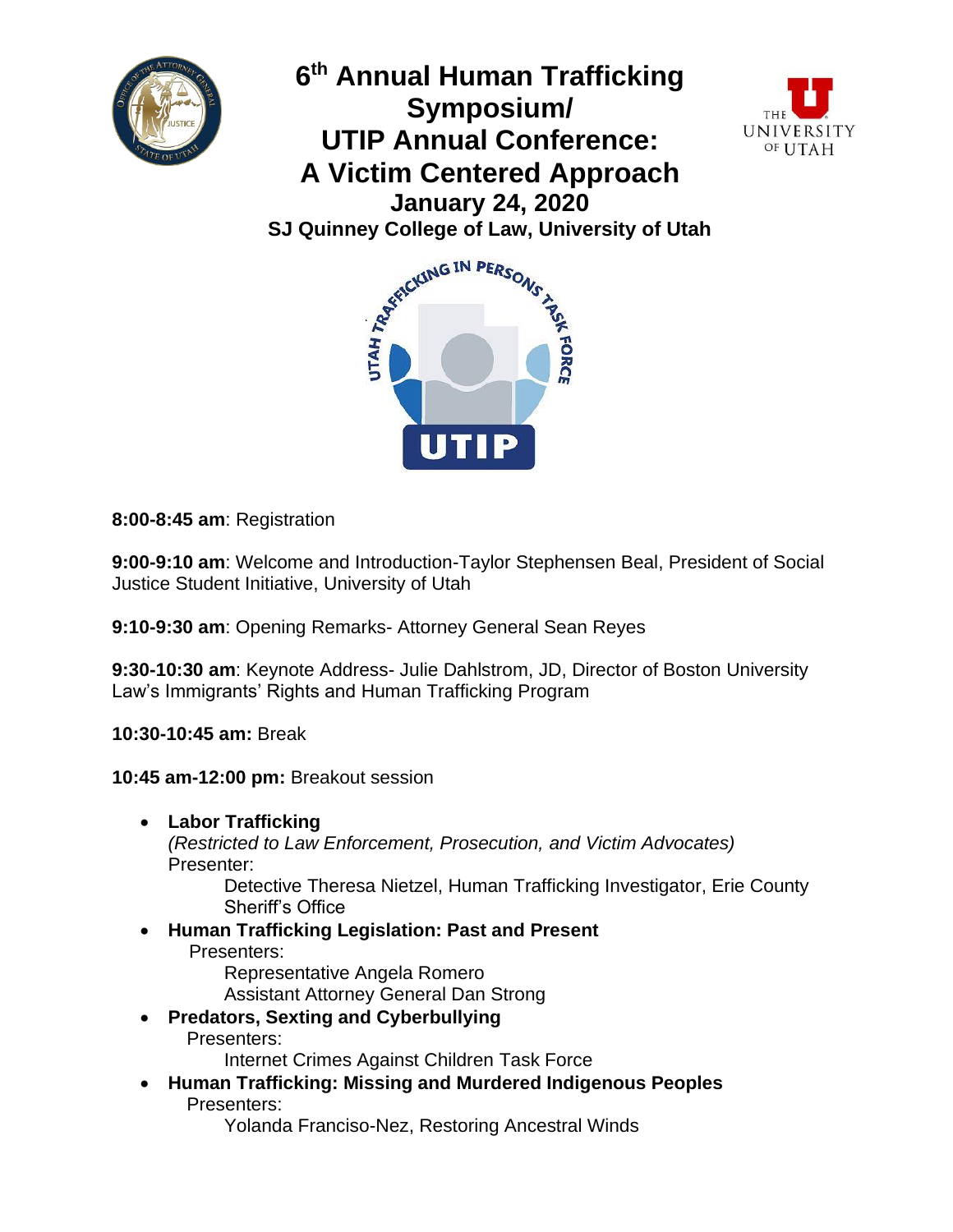# 6th Annual Human Trafficking Symposium/ UTIP Annual Conference: A Victim Centered Approach

## January 24, 2020

### SJ Quinney College of Law, University of Utah

**8:00-8:45 am**: Registration

**9:00-9:10 am**: Welcome and Introduction-Taylor Stephensen Beal, President of Social Justice Student Initiative, University of Utah

**9:10-9:30 am**: Opening Remarks- Attorney General Sean Reyes

**9:30-10:30 am**: Keynote Address- Julie Dahlstrom, JD, Director of Boston University Law's Immigrants' Rights and Human Trafficking Program

**10:30-10:45 am:** Break

**10:45 am-12:00 pm:** Breakout session

- **Labor Trafficking**
  *(Restricted to Law Enforcement, Prosecution, and Victim Advocates)*
  Presenter:
  - Detective Theresa Nietzel, Human Trafficking Investigator, Erie County Sheriff's Office
- **Human Trafficking Legislation: Past and Present**
  Presenters:
  - Representative Angela Romero
  - Assistant Attorney General Dan Strong
- **Predators, Sexting and Cyberbullying**
  Presenters:
  - Internet Crimes Against Children Task Force
- **Human Trafficking: Missing and Murdered Indigenous Peoples**
  Presenters:
  - Yolanda Francisco-Nez, Restoring Ancestral Winds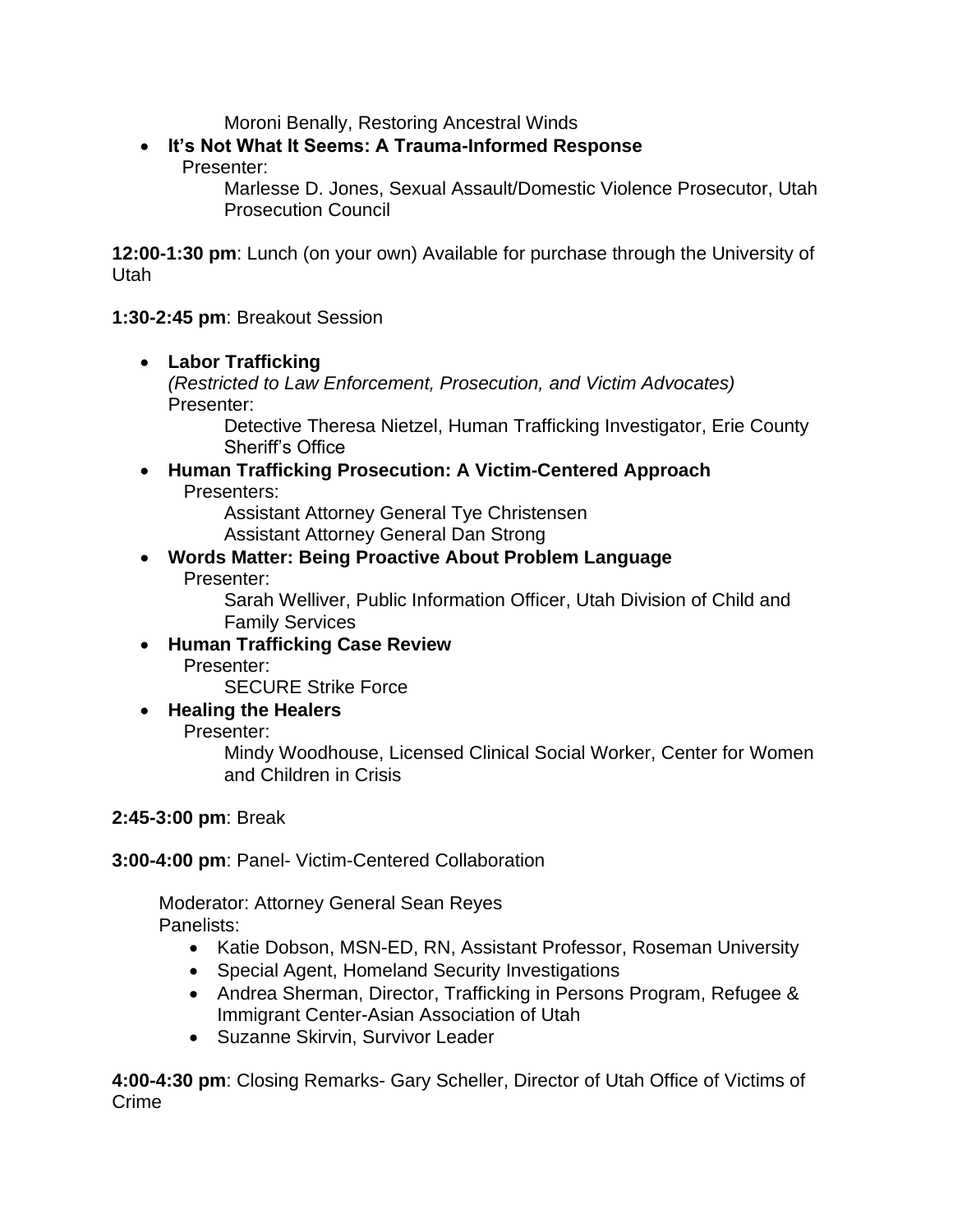Moroni Benally, Restoring Ancestral Winds

- **It's Not What It Seems: A Trauma-Informed Response**
  Presenter:
  Marlesse D. Jones, Sexual Assault/Domestic Violence Prosecutor, Utah Prosecution Council

**12:00-1:30 pm**: Lunch (on your own) Available for purchase through the University of Utah

**1:30-2:45 pm**: Breakout Session

- **Labor Trafficking**
  *(Restricted to Law Enforcement, Prosecution, and Victim Advocates)*
  Presenter:
  Detective Theresa Nietzel, Human Trafficking Investigator, Erie County Sheriff's Office
- **Human Trafficking Prosecution: A Victim-Centered Approach**
  Presenters:
  Assistant Attorney General Tye Christensen
  Assistant Attorney General Dan Strong
- **Words Matter: Being Proactive About Problem Language**
  Presenter:
  Sarah Welliver, Public Information Officer, Utah Division of Child and Family Services
- **Human Trafficking Case Review**
  Presenter:
  SECURE Strike Force
- **Healing the Healers**
  Presenter:
  Mindy Woodhouse, Licensed Clinical Social Worker, Center for Women and Children in Crisis

**2:45-3:00 pm**: Break

**3:00-4:00 pm**: Panel- Victim-Centered Collaboration

Moderator: Attorney General Sean Reyes
Panelists:

- Katie Dobson, MSN-ED, RN, Assistant Professor, Roseman University
- Special Agent, Homeland Security Investigations
- Andrea Sherman, Director, Trafficking in Persons Program, Refugee & Immigrant Center-Asian Association of Utah
- Suzanne Skirvin, Survivor Leader

**4:00-4:30 pm**: Closing Remarks- Gary Scheller, Director of Utah Office of Victims of Crime